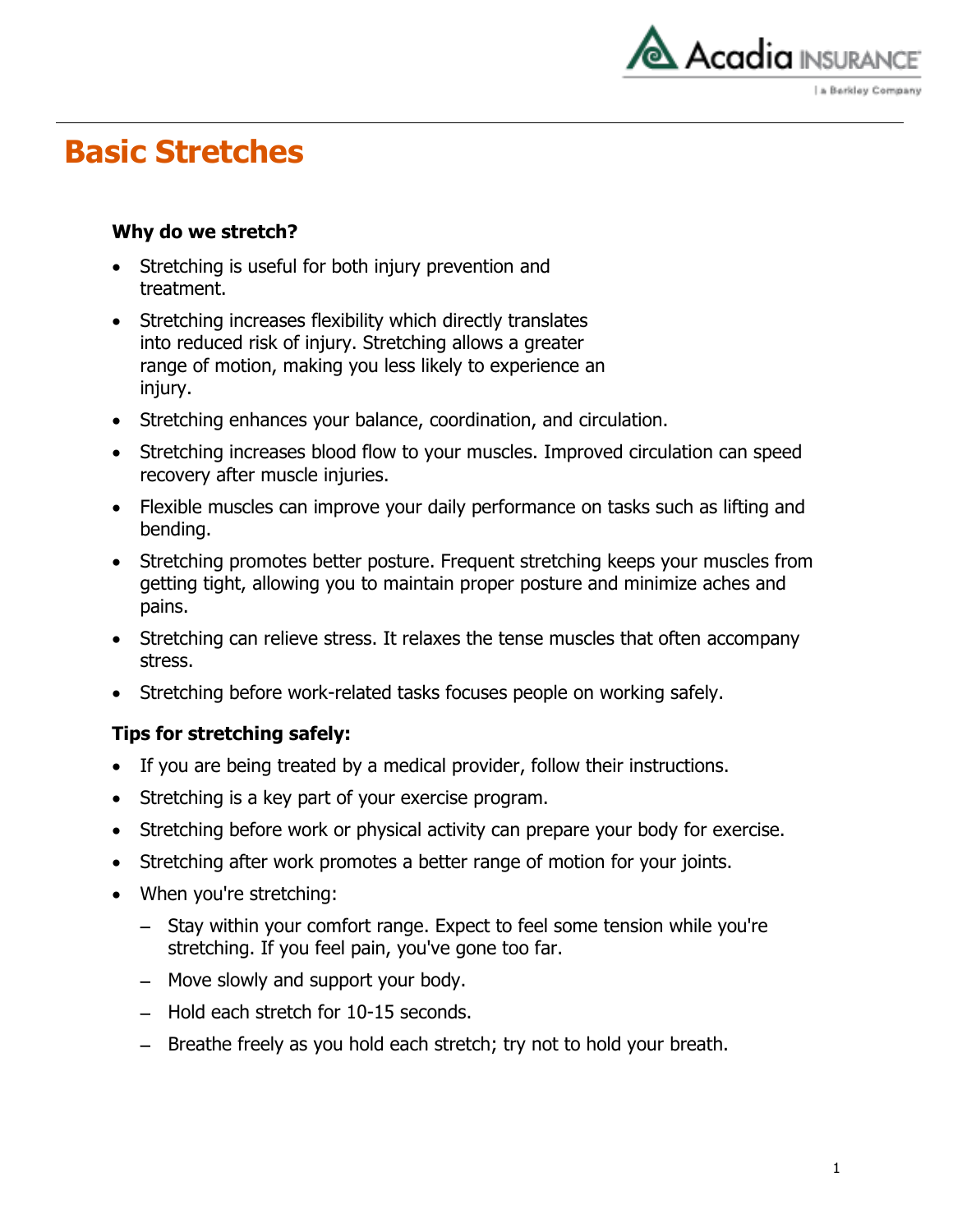# Basic Stretches

### Why do we stretch?

- Stretching is useful for both injury prevention and treatment.
- Stretching increases flexibility which directly translates into reduced risk of injury. Stretching allows a greater range of motion, making you less likely to experience an injury.
- Stretching enhances your balance, coordination, and circulation.
- Stretching increases blood flow to your muscles. Improved circulation can speed recovery after muscle injuries.
- Flexible muscles can improve your daily performance on tasks such as lifting and bending.
- Stretching promotes better posture. Frequent stretching keeps your muscles from getting tight, allowing you to maintain proper posture and minimize aches and pains.
- Stretching can relieve stress. It relaxes the tense muscles that often accompany stress.
- Stretching before work-related tasks focuses people on working safely.

### Tips for stretching safely:

- If you are being treated by a medical provider, follow their instructions.
- Stretching is a key part of your exercise program.
- Stretching before work or physical activity can prepare your body for exercise.
- Stretching after work promotes a better range of motion for your joints.
- When you're stretching:
  - Stay within your comfort range. Expect to feel some tension while you're stretching. If you feel pain, you've gone too far.
  - Move slowly and support your body.
  - Hold each stretch for 10-15 seconds.
  - Breathe freely as you hold each stretch; try not to hold your breath.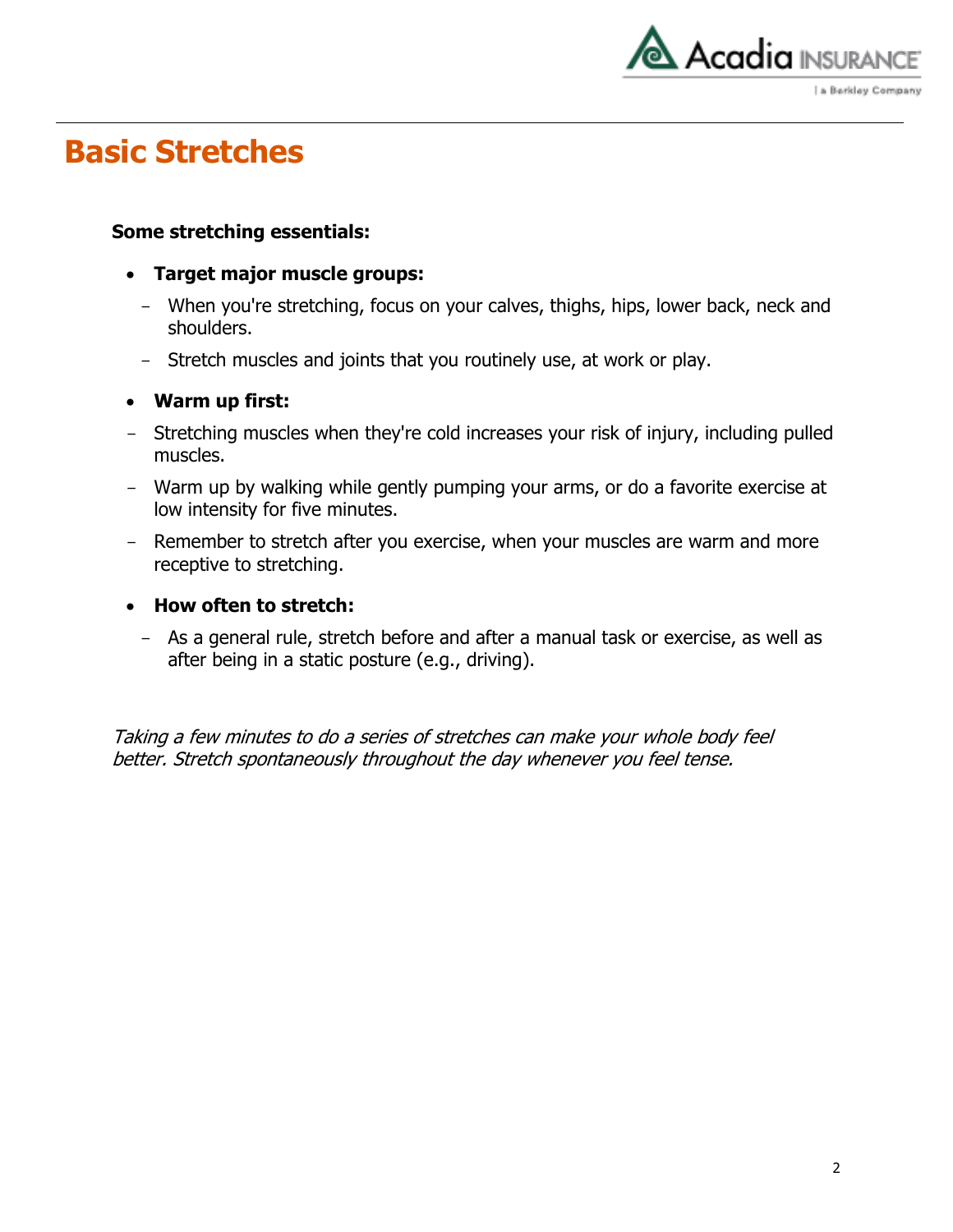# Basic Stretches

**Some stretching essentials:**

- **Target major muscle groups:**
  - When you're stretching, focus on your calves, thighs, hips, lower back, neck and shoulders.
  - Stretch muscles and joints that you routinely use, at work or play.
- **Warm up first:**
  - Stretching muscles when they're cold increases your risk of injury, including pulled muscles.
  - Warm up by walking while gently pumping your arms, or do a favorite exercise at low intensity for five minutes.
  - Remember to stretch after you exercise, when your muscles are warm and more receptive to stretching.
- **How often to stretch:**
  - As a general rule, stretch before and after a manual task or exercise, as well as after being in a static posture (e.g., driving).

*Taking a few minutes to do a series of stretches can make your whole body feel better. Stretch spontaneously throughout the day whenever you feel tense.*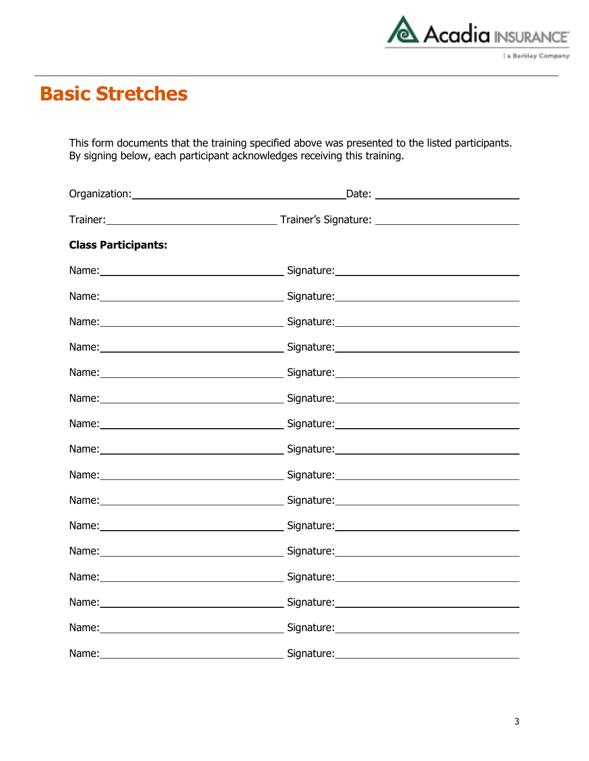# Basic Stretches

This form documents that the training specified above was presented to the listed participants. By signing below, each participant acknowledges receiving this training.

Organization:______________________________ Date: ____________________

Trainer:________________________ Trainer's Signature: ____________________

**Class Participants:**

Name:__________________________ Signature:__________________________

Name:__________________________ Signature:__________________________

Name:__________________________ Signature:__________________________

Name:__________________________ Signature:__________________________

Name:__________________________ Signature:__________________________

Name:__________________________ Signature:__________________________

Name:__________________________ Signature:__________________________

Name:__________________________ Signature:__________________________

Name:__________________________ Signature:__________________________

Name:__________________________ Signature:__________________________

Name:__________________________ Signature:__________________________

Name:__________________________ Signature:__________________________

Name:__________________________ Signature:__________________________

Name:__________________________ Signature:__________________________

Name:__________________________ Signature:__________________________

Name:__________________________ Signature:__________________________